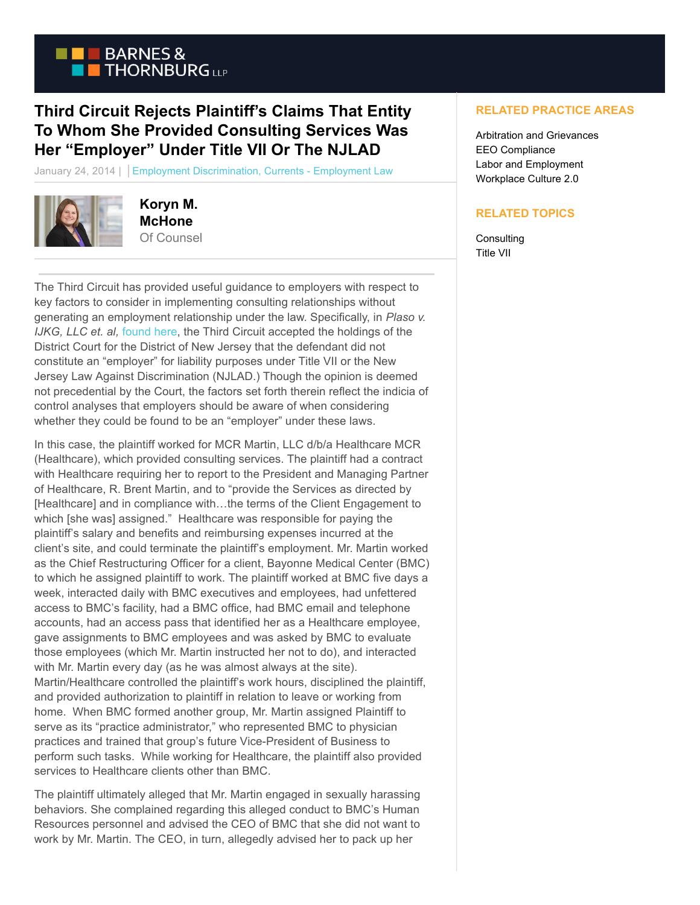# Third Circuit Rejects Plaintiff's Claims That Entity To Whom She Provided Consulting Services Was Her "Employer" Under Title VII Or The NJLAD

January 24, 2014 | Employment Discrimination, Currents - Employment Law

**Koryn M. McHone**
Of Counsel

The Third Circuit has provided useful guidance to employers with respect to key factors to consider in implementing consulting relationships without generating an employment relationship under the law. Specifically, in *Plaso v. IJKG, LLC et. al,* found here, the Third Circuit accepted the holdings of the District Court for the District of New Jersey that the defendant did not constitute an "employer" for liability purposes under Title VII or the New Jersey Law Against Discrimination (NJLAD.) Though the opinion is deemed not precedential by the Court, the factors set forth therein reflect the indicia of control analyses that employers should be aware of when considering whether they could be found to be an "employer" under these laws.

In this case, the plaintiff worked for MCR Martin, LLC d/b/a Healthcare MCR (Healthcare), which provided consulting services. The plaintiff had a contract with Healthcare requiring her to report to the President and Managing Partner of Healthcare, R. Brent Martin, and to "provide the Services as directed by [Healthcare] and in compliance with…the terms of the Client Engagement to which [she was] assigned." Healthcare was responsible for paying the plaintiff's salary and benefits and reimbursing expenses incurred at the client's site, and could terminate the plaintiff's employment. Mr. Martin worked as the Chief Restructuring Officer for a client, Bayonne Medical Center (BMC) to which he assigned plaintiff to work. The plaintiff worked at BMC five days a week, interacted daily with BMC executives and employees, had unfettered access to BMC's facility, had a BMC office, had BMC email and telephone accounts, had an access pass that identified her as a Healthcare employee, gave assignments to BMC employees and was asked by BMC to evaluate those employees (which Mr. Martin instructed her not to do), and interacted with Mr. Martin every day (as he was almost always at the site). Martin/Healthcare controlled the plaintiff's work hours, disciplined the plaintiff, and provided authorization to plaintiff in relation to leave or working from home. When BMC formed another group, Mr. Martin assigned Plaintiff to serve as its "practice administrator," who represented BMC to physician practices and trained that group's future Vice-President of Business to perform such tasks. While working for Healthcare, the plaintiff also provided services to Healthcare clients other than BMC.

The plaintiff ultimately alleged that Mr. Martin engaged in sexually harassing behaviors. She complained regarding this alleged conduct to BMC's Human Resources personnel and advised the CEO of BMC that she did not want to work by Mr. Martin. The CEO, in turn, allegedly advised her to pack up her

## RELATED PRACTICE AREAS

Arbitration and Grievances
EEO Compliance
Labor and Employment
Workplace Culture 2.0

## RELATED TOPICS

Consulting
Title VII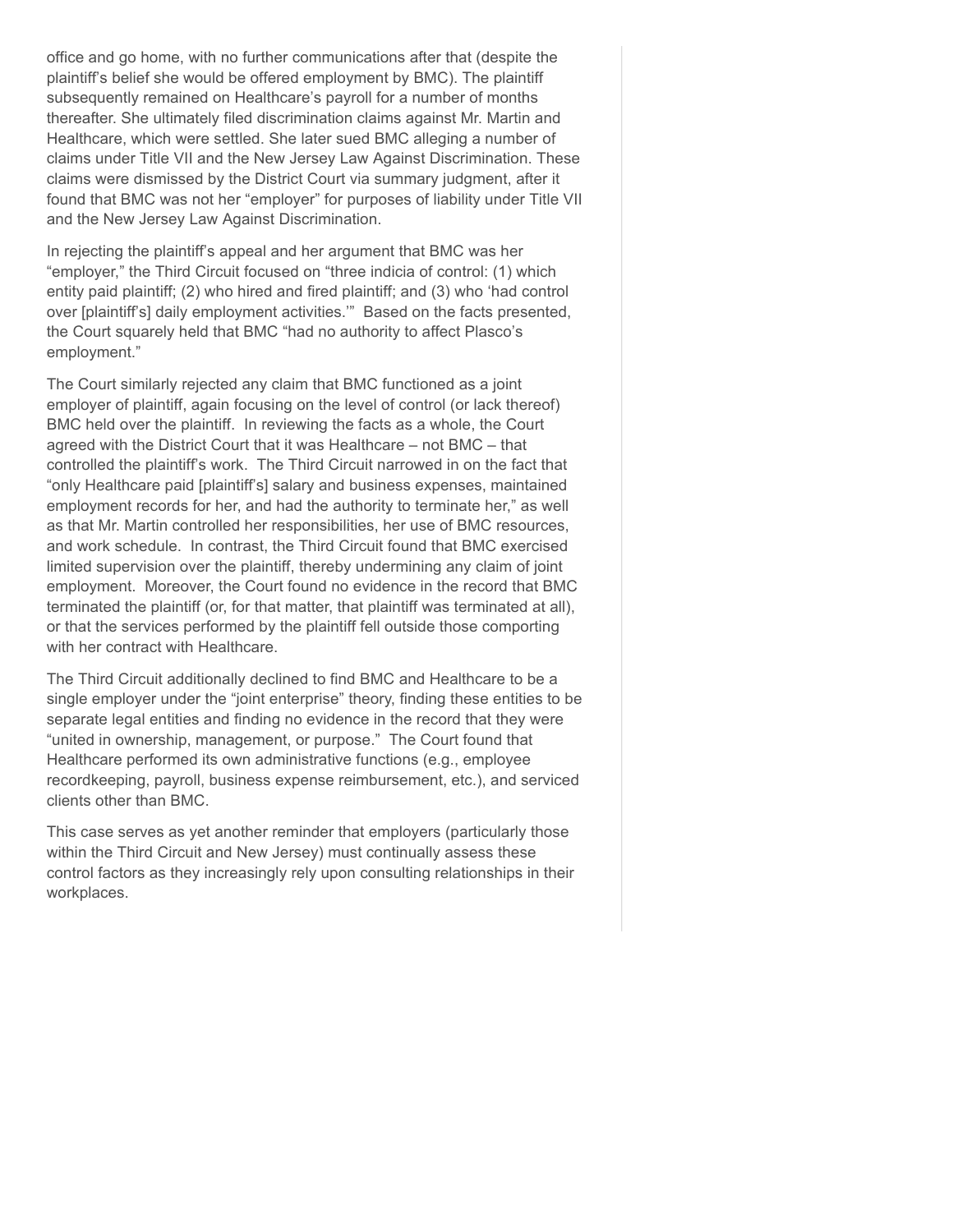office and go home, with no further communications after that (despite the plaintiff's belief she would be offered employment by BMC). The plaintiff subsequently remained on Healthcare's payroll for a number of months thereafter. She ultimately filed discrimination claims against Mr. Martin and Healthcare, which were settled. She later sued BMC alleging a number of claims under Title VII and the New Jersey Law Against Discrimination. These claims were dismissed by the District Court via summary judgment, after it found that BMC was not her "employer" for purposes of liability under Title VII and the New Jersey Law Against Discrimination.

In rejecting the plaintiff's appeal and her argument that BMC was her "employer," the Third Circuit focused on "three indicia of control: (1) which entity paid plaintiff; (2) who hired and fired plaintiff; and (3) who 'had control over [plaintiff's] daily employment activities.'" Based on the facts presented, the Court squarely held that BMC "had no authority to affect Plasco's employment."

The Court similarly rejected any claim that BMC functioned as a joint employer of plaintiff, again focusing on the level of control (or lack thereof) BMC held over the plaintiff. In reviewing the facts as a whole, the Court agreed with the District Court that it was Healthcare – not BMC – that controlled the plaintiff's work. The Third Circuit narrowed in on the fact that "only Healthcare paid [plaintiff's] salary and business expenses, maintained employment records for her, and had the authority to terminate her," as well as that Mr. Martin controlled her responsibilities, her use of BMC resources, and work schedule. In contrast, the Third Circuit found that BMC exercised limited supervision over the plaintiff, thereby undermining any claim of joint employment. Moreover, the Court found no evidence in the record that BMC terminated the plaintiff (or, for that matter, that plaintiff was terminated at all), or that the services performed by the plaintiff fell outside those comporting with her contract with Healthcare.

The Third Circuit additionally declined to find BMC and Healthcare to be a single employer under the "joint enterprise" theory, finding these entities to be separate legal entities and finding no evidence in the record that they were "united in ownership, management, or purpose." The Court found that Healthcare performed its own administrative functions (e.g., employee recordkeeping, payroll, business expense reimbursement, etc.), and serviced clients other than BMC.

This case serves as yet another reminder that employers (particularly those within the Third Circuit and New Jersey) must continually assess these control factors as they increasingly rely upon consulting relationships in their workplaces.